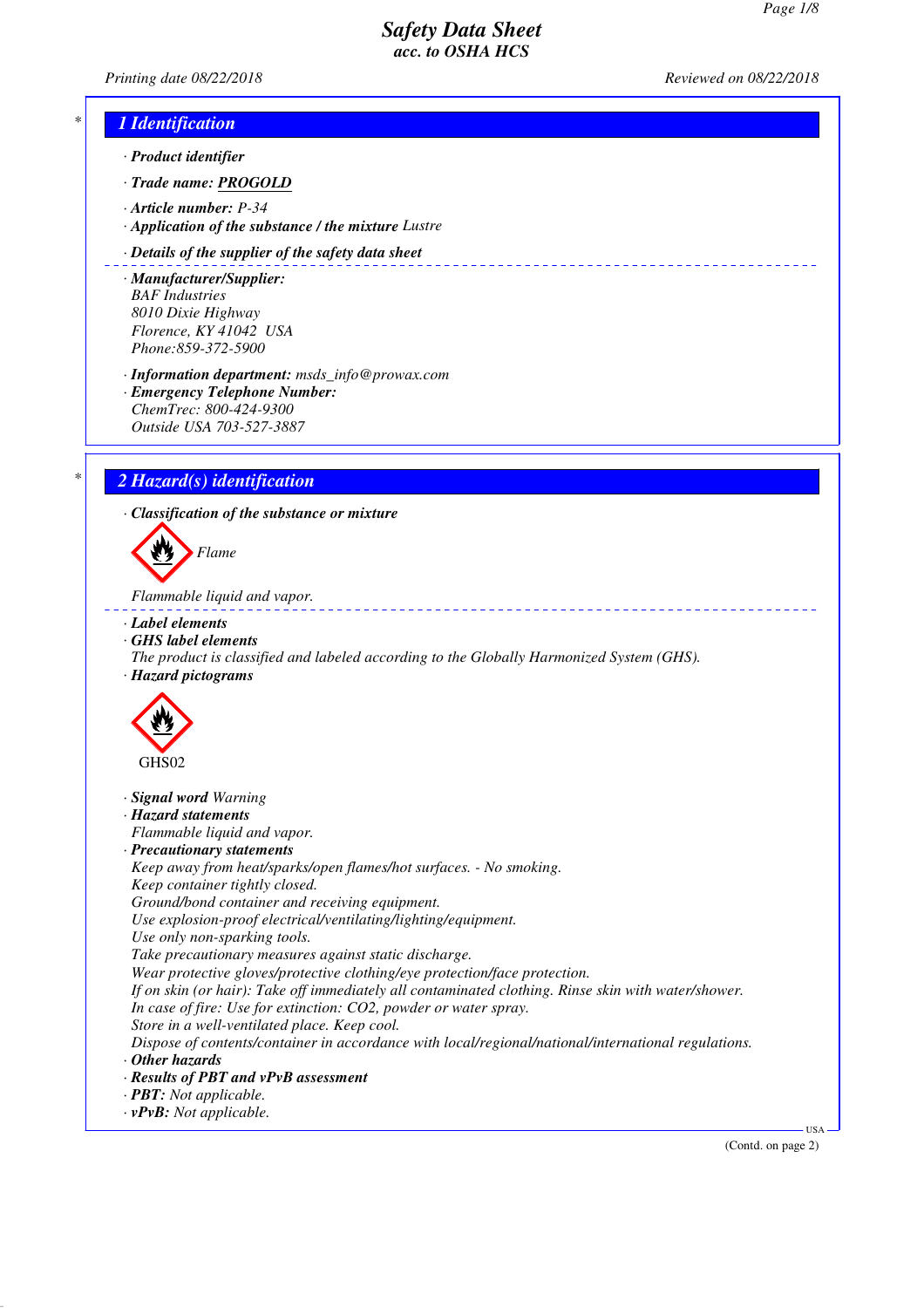# Safety Data Sheet
## acc. to OSHA HCS

Printing date 08/22/2018 Reviewed on 08/22/2018

## 1 Identification

· **Product identifier**

· **Trade name: PROGOLD**

· **Article number:** P-34
· **Application of the substance / the mixture** Lustre

· **Details of the supplier of the safety data sheet**

· **Manufacturer/Supplier:**
BAF Industries
8010 Dixie Highway
Florence, KY 41042 USA
Phone:859-372-5900

· **Information department:** msds_info@prowax.com
· **Emergency Telephone Number:**
ChemTrec: 800-424-9300
Outside USA 703-527-3887

## 2 Hazard(s) identification

· **Classification of the substance or mixture**

Flame

Flammable liquid and vapor.

· **Label elements**
· **GHS label elements**
The product is classified and labeled according to the Globally Harmonized System (GHS).
· **Hazard pictograms**

GHS02

· **Signal word** Warning
· **Hazard statements**
Flammable liquid and vapor.
· **Precautionary statements**
Keep away from heat/sparks/open flames/hot surfaces. - No smoking.
Keep container tightly closed.
Ground/bond container and receiving equipment.
Use explosion-proof electrical/ventilating/lighting/equipment.
Use only non-sparking tools.
Take precautionary measures against static discharge.
Wear protective gloves/protective clothing/eye protection/face protection.
If on skin (or hair): Take off immediately all contaminated clothing. Rinse skin with water/shower.
In case of fire: Use for extinction: $CO_2$, powder or water spray.
Store in a well-ventilated place. Keep cool.
Dispose of contents/container in accordance with local/regional/national/international regulations.
· **Other hazards**
· **Results of PBT and vPvB assessment**
· **PBT:** Not applicable.
· **vPvB:** Not applicable.

(Contd. on page 2)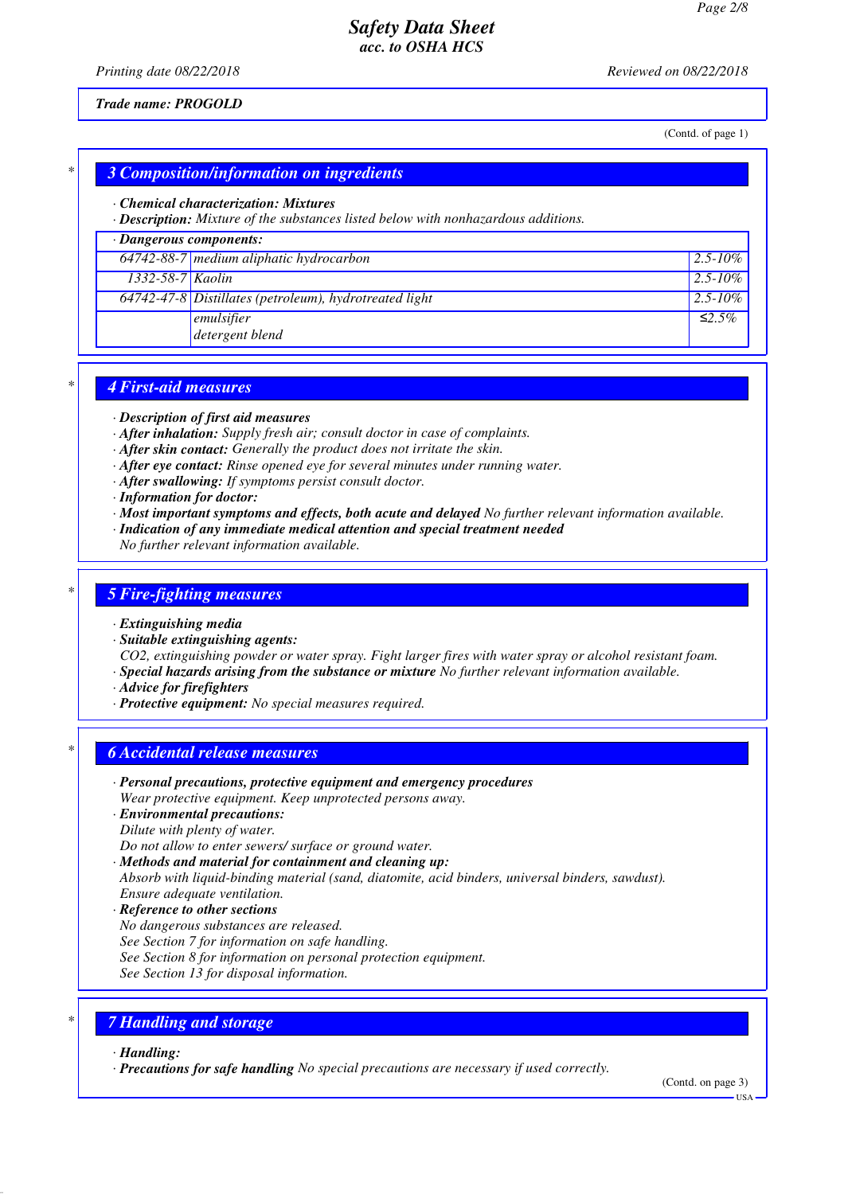Trade name: PROGOLD

(Contd. of page 1)

## 3 Composition/information on ingredients

· **Chemical characterization: Mixtures**
· **Description:** Mixture of the substances listed below with nonhazardous additions.

| · Dangerous components: | | |
|---|---|---|
| 64742-88-7 | medium aliphatic hydrocarbon | 2.5-10% |
| 1332-58-7 | Kaolin | 2.5-10% |
| 64742-47-8 | Distillates (petroleum), hydrotreated light | 2.5-10% |
| | emulsifier<br>detergent blend | ≤2.5% |

## 4 First-aid measures

· **Description of first aid measures**
· **After inhalation:** Supply fresh air; consult doctor in case of complaints.
· **After skin contact:** Generally the product does not irritate the skin.
· **After eye contact:** Rinse opened eye for several minutes under running water.
· **After swallowing:** If symptoms persist consult doctor.
· **Information for doctor:**
· **Most important symptoms and effects, both acute and delayed** No further relevant information available.
· **Indication of any immediate medical attention and special treatment needed**
No further relevant information available.

## 5 Fire-fighting measures

· **Extinguishing media**
· **Suitable extinguishing agents:**
$CO_2$, extinguishing powder or water spray. Fight larger fires with water spray or alcohol resistant foam.
· **Special hazards arising from the substance or mixture** No further relevant information available.
· **Advice for firefighters**
· **Protective equipment:** No special measures required.

## 6 Accidental release measures

· **Personal precautions, protective equipment and emergency procedures**
Wear protective equipment. Keep unprotected persons away.
· **Environmental precautions:**
Dilute with plenty of water.
Do not allow to enter sewers/ surface or ground water.
· **Methods and material for containment and cleaning up:**
Absorb with liquid-binding material (sand, diatomite, acid binders, universal binders, sawdust).
Ensure adequate ventilation.
· **Reference to other sections**
No dangerous substances are released.
See Section 7 for information on safe handling.
See Section 8 for information on personal protection equipment.
See Section 13 for disposal information.

## 7 Handling and storage

· **Handling:**
· **Precautions for safe handling** No special precautions are necessary if used correctly.

(Contd. on page 3)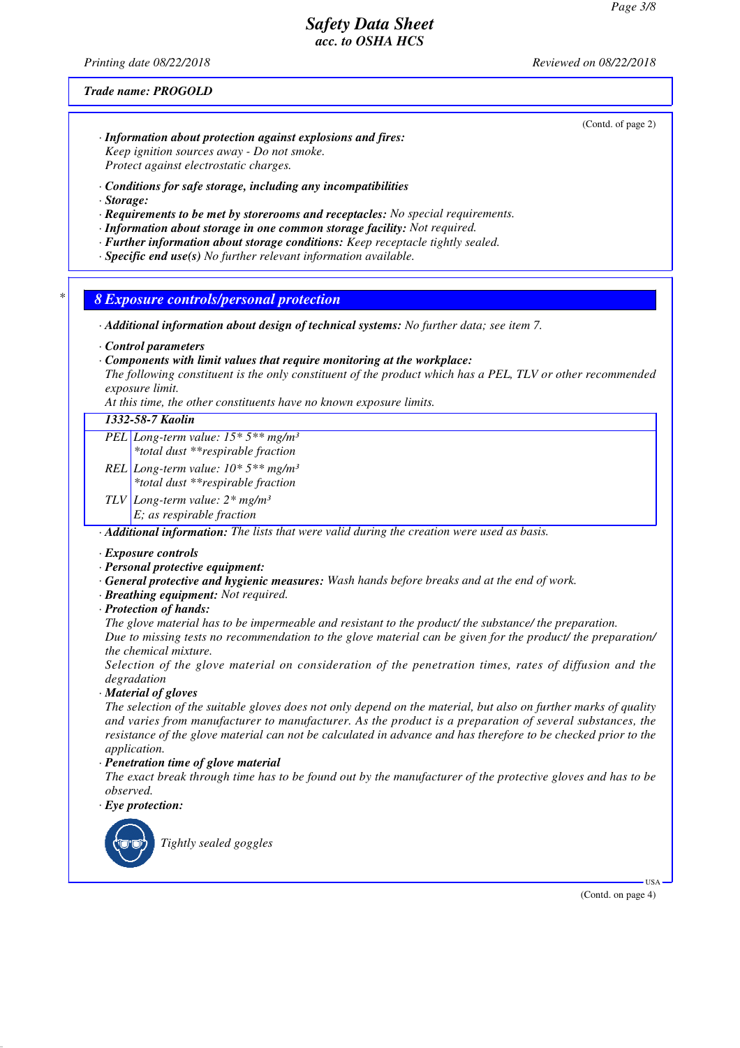(Contd. of page 2)

· **Information about protection against explosions and fires:**
Keep ignition sources away - Do not smoke.
Protect against electrostatic charges.

· **Conditions for safe storage, including any incompatibilities**
· **Storage:**
· **Requirements to be met by storerooms and receptacles:** No special requirements.
· **Information about storage in one common storage facility:** Not required.
· **Further information about storage conditions:** Keep receptacle tightly sealed.
· **Specific end use(s)** No further relevant information available.

## 8 Exposure controls/personal protection

· **Additional information about design of technical systems:** No further data; see item 7.

· **Control parameters**
· **Components with limit values that require monitoring at the workplace:**
The following constituent is the only constituent of the product which has a PEL, TLV or other recommended exposure limit.
At this time, the other constituents have no known exposure limits.

| 1332-58-7 Kaolin | |
|---|---|
| PEL | Long-term value: 15* 5** mg/m³<br>*total dust **respirable fraction |
| REL | Long-term value: 10* 5** mg/m³<br>*total dust **respirable fraction |
| TLV | Long-term value: 2* mg/m³<br>E; as respirable fraction |

· **Additional information:** The lists that were valid during the creation were used as basis.

· **Exposure controls**
· **Personal protective equipment:**
· **General protective and hygienic measures:** Wash hands before breaks and at the end of work.
· **Breathing equipment:** Not required.
· **Protection of hands:**
The glove material has to be impermeable and resistant to the product/ the substance/ the preparation.
Due to missing tests no recommendation to the glove material can be given for the product/ the preparation/ the chemical mixture.
Selection of the glove material on consideration of the penetration times, rates of diffusion and the degradation
· **Material of gloves**
The selection of the suitable gloves does not only depend on the material, but also on further marks of quality and varies from manufacturer to manufacturer. As the product is a preparation of several substances, the resistance of the glove material can not be calculated in advance and has therefore to be checked prior to the application.
· **Penetration time of glove material**
The exact break through time has to be found out by the manufacturer of the protective gloves and has to be observed.
· **Eye protection:**

Tightly sealed goggles

(Contd. on page 4)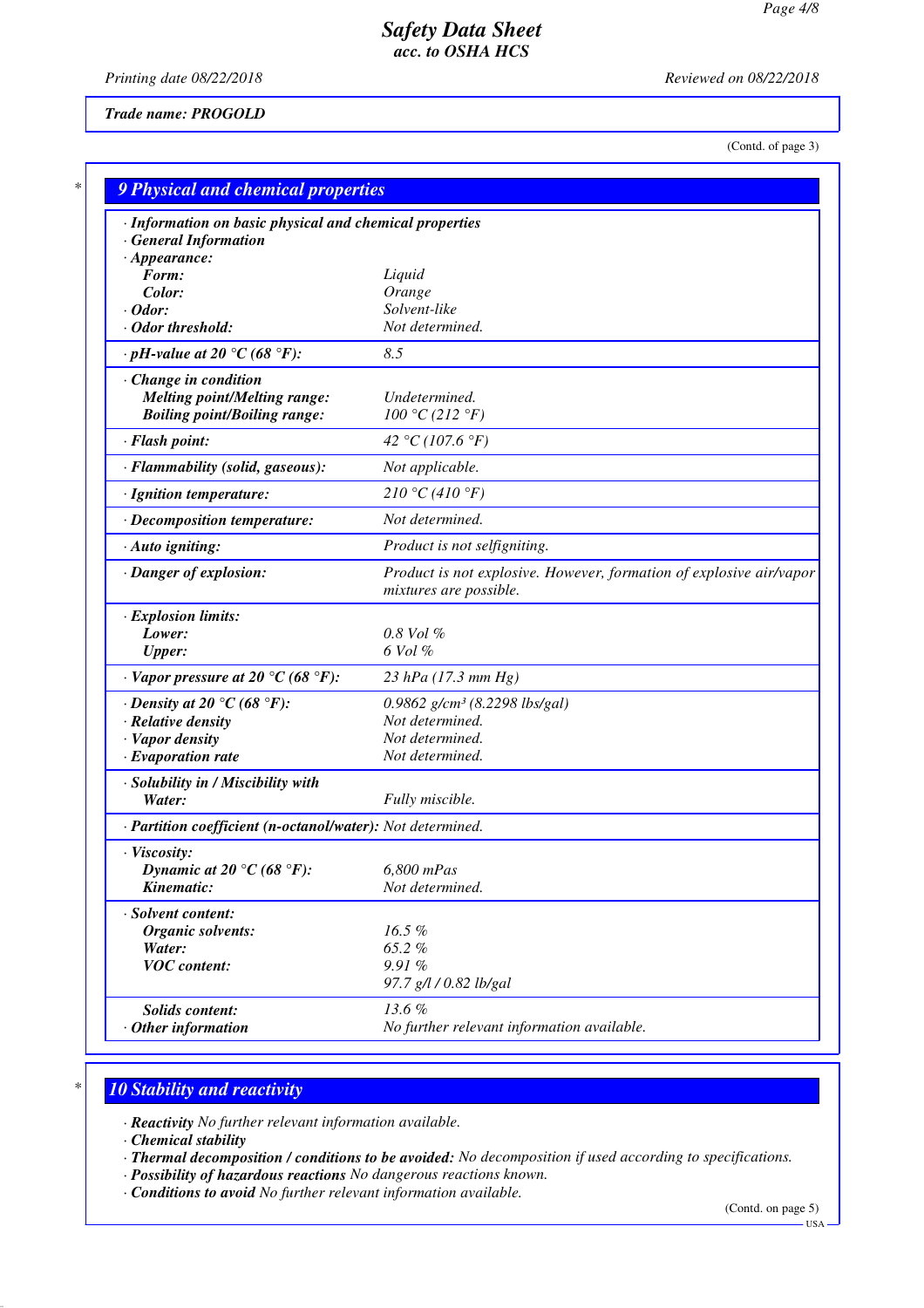Trade name: PROGOLD

(Contd. of page 3)

## 9 Physical and chemical properties

| · Information on basic physical and chemical properties | |
|---|---|
| · General Information | |
| · Appearance: | |
| Form: | Liquid |
| Color: | Orange |
| · Odor: | Solvent-like |
| · Odor threshold: | Not determined. |
| · pH-value at 20 °C (68 °F): | 8.5 |
| · Change in condition | |
| Melting point/Melting range: | Undetermined. |
| Boiling point/Boiling range: | 100 °C (212 °F) |
| · Flash point: | 42 °C (107.6 °F) |
| · Flammability (solid, gaseous): | Not applicable. |
| · Ignition temperature: | 210 °C (410 °F) |
| · Decomposition temperature: | Not determined. |
| · Auto igniting: | Product is not selfigniting. |
| · Danger of explosion: | Product is not explosive. However, formation of explosive air/vapor mixtures are possible. |
| · Explosion limits: | |
| Lower: | 0.8 Vol % |
| Upper: | 6 Vol % |
| · Vapor pressure at 20 °C (68 °F): | 23 hPa (17.3 mm Hg) |
| · Density at 20 °C (68 °F): | 0.9862 g/cm³ (8.2298 lbs/gal) |
| · Relative density | Not determined. |
| · Vapor density | Not determined. |
| · Evaporation rate | Not determined. |
| · Solubility in / Miscibility with | |
| Water: | Fully miscible. |
| · Partition coefficient (n-octanol/water): | Not determined. |
| · Viscosity: | |
| Dynamic at 20 °C (68 °F): | 6,800 mPas |
| Kinematic: | Not determined. |
| · Solvent content: | |
| Organic solvents: | 16.5 % |
| Water: | 65.2 % |
| VOC content: | 9.91 % |
| | 97.7 g/l / 0.82 lb/gal |
| Solids content: | 13.6 % |
| · Other information | No further relevant information available. |

## 10 Stability and reactivity

· **Reactivity** No further relevant information available.
· **Chemical stability**
· **Thermal decomposition / conditions to be avoided:** No decomposition if used according to specifications.
· **Possibility of hazardous reactions** No dangerous reactions known.
· **Conditions to avoid** No further relevant information available.

(Contd. on page 5)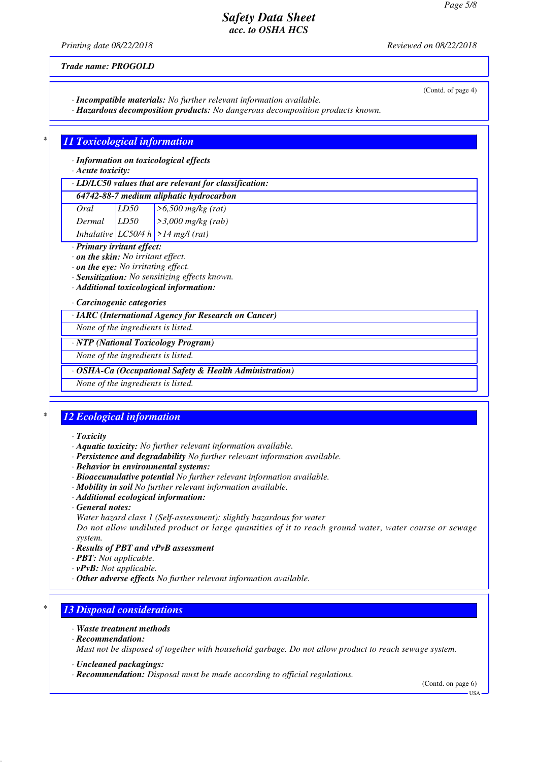Trade name: PROGOLD

(Contd. of page 4)

· **Incompatible materials:** No further relevant information available.
· **Hazardous decomposition products:** No dangerous decomposition products known.

## 11 Toxicological information

· **Information on toxicological effects**
· **Acute toxicity:**

| · LD/LC50 values that are relevant for classification: | | |
|---|---|---|
| **64742-88-7 medium aliphatic hydrocarbon** | | |
| Oral | LD50 | >6,500 mg/kg (rat) |
| Dermal | LD50 | >3,000 mg/kg (rab) |
| Inhalative | LC50/4 h | >14 mg/l (rat) |

· **Primary irritant effect:**
· **on the skin:** No irritant effect.
· **on the eye:** No irritating effect.
· **Sensitization:** No sensitizing effects known.
· **Additional toxicological information:**

· **Carcinogenic categories**

| · IARC (International Agency for Research on Cancer) |
|---|
| None of the ingredients is listed. |

| · NTP (National Toxicology Program) |
|---|
| None of the ingredients is listed. |

| · OSHA-Ca (Occupational Safety & Health Administration) |
|---|
| None of the ingredients is listed. |

## 12 Ecological information

· **Toxicity**
· **Aquatic toxicity:** No further relevant information available.
· **Persistence and degradability** No further relevant information available.
· **Behavior in environmental systems:**
· **Bioaccumulative potential** No further relevant information available.
· **Mobility in soil** No further relevant information available.
· **Additional ecological information:**
· **General notes:**
Water hazard class 1 (Self-assessment): slightly hazardous for water
Do not allow undiluted product or large quantities of it to reach ground water, water course or sewage system.
· **Results of PBT and vPvB assessment**
· **PBT:** Not applicable.
· **vPvB:** Not applicable.
· **Other adverse effects** No further relevant information available.

## 13 Disposal considerations

· **Waste treatment methods**
· **Recommendation:**
Must not be disposed of together with household garbage. Do not allow product to reach sewage system.

· **Uncleaned packagings:**
· **Recommendation:** Disposal must be made according to official regulations.

(Contd. on page 6)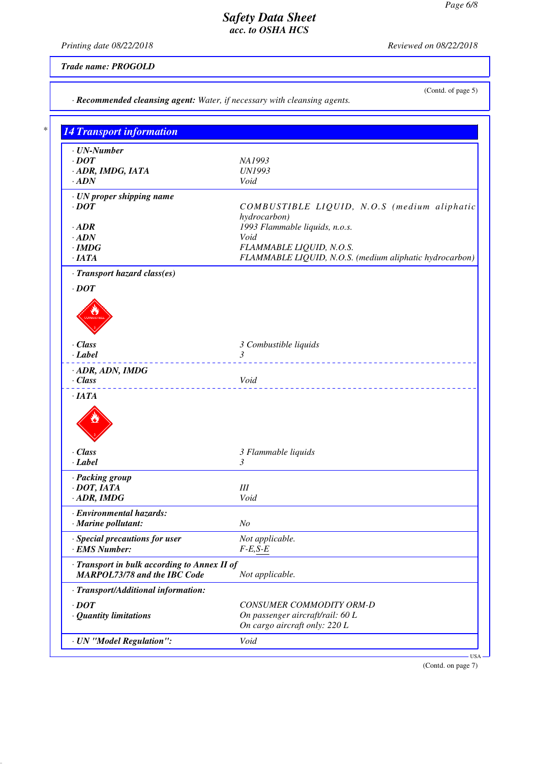Trade name: PROGOLD

(Contd. of page 5)

· **Recommended cleansing agent:** *Water, if necessary with cleansing agents.*

## 14 Transport information

| | |
|---|---|
| · **UN-Number** | |
| · **DOT** | NA1993 |
| · **ADR, IMDG, IATA** | UN1993 |
| · **ADN** | Void |
| · **UN proper shipping name** | |
| · **DOT** | COMBUSTIBLE LIQUID, N.O.S (medium aliphatic hydrocarbon) |
| · **ADR** | 1993 Flammable liquids, n.o.s. |
| · **ADN** | Void |
| · **IMDG** | FLAMMABLE LIQUID, N.O.S. |
| · **IATA** | FLAMMABLE LIQUID, N.O.S. (medium aliphatic hydrocarbon) |
| · **Transport hazard class(es)** | |
| · **DOT** | |
| · **Class** | 3 Combustible liquids |
| · **Label** | 3 |
| · **ADR, ADN, IMDG** | |
| · **Class** | Void |
| · **IATA** | |
| · **Class** | 3 Flammable liquids |
| · **Label** | 3 |
| · **Packing group** | |
| · **DOT, IATA** | III |
| · **ADR, IMDG** | Void |
| · **Environmental hazards:** | |
| · **Marine pollutant:** | No |
| · **Special precautions for user** | Not applicable. |
| · **EMS Number:** | F-E,S-E |
| · **Transport in bulk according to Annex II of MARPOL73/78 and the IBC Code** | Not applicable. |
| · **Transport/Additional information:** | |
| · **DOT** | CONSUMER COMMODITY ORM-D |
| · **Quantity limitations** | On passenger aircraft/rail: 60 L<br>On cargo aircraft only: 220 L |
| · **UN "Model Regulation":** | Void |

(Contd. on page 7)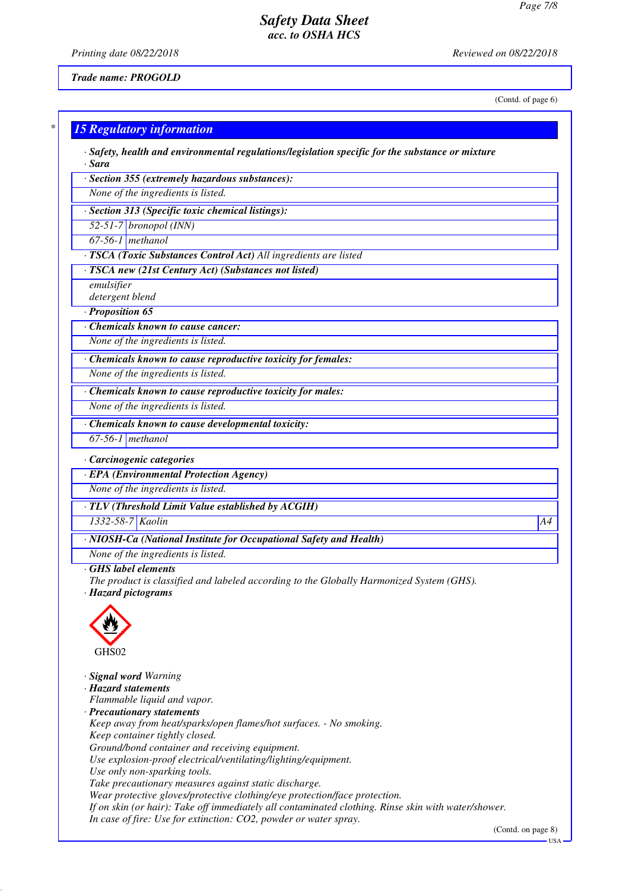Trade name: PROGOLD

(Contd. of page 6)

## 15 Regulatory information

· **Safety, health and environmental regulations/legislation specific for the substance or mixture**
· **Sara**

· **Section 355 (extremely hazardous substances):**
None of the ingredients is listed.

· **Section 313 (Specific toxic chemical listings):**

| | |
|---|---|
| 52-51-7 | bronopol (INN) |
| 67-56-1 | methanol |

· **TSCA (Toxic Substances Control Act)** All ingredients are listed

· **TSCA new (21st Century Act) (Substances not listed)**
emulsifier
detergent blend

· **Proposition 65**

· **Chemicals known to cause cancer:**
None of the ingredients is listed.

· **Chemicals known to cause reproductive toxicity for females:**
None of the ingredients is listed.

· **Chemicals known to cause reproductive toxicity for males:**
None of the ingredients is listed.

· **Chemicals known to cause developmental toxicity:**

| | |
|---|---|
| 67-56-1 | methanol |

· **Carcinogenic categories**

· **EPA (Environmental Protection Agency)**
None of the ingredients is listed.

· **TLV (Threshold Limit Value established by ACGIH)**

| | | |
|---|---|---|
| 1332-58-7 | Kaolin | A4 |

· **NIOSH-Ca (National Institute for Occupational Safety and Health)**
None of the ingredients is listed.

· **GHS label elements**
The product is classified and labeled according to the Globally Harmonized System (GHS).

· **Hazard pictograms**

GHS02

· **Signal word** Warning

· **Hazard statements**
Flammable liquid and vapor.

· **Precautionary statements**
Keep away from heat/sparks/open flames/hot surfaces. - No smoking.
Keep container tightly closed.
Ground/bond container and receiving equipment.
Use explosion-proof electrical/ventilating/lighting/equipment.
Use only non-sparking tools.
Take precautionary measures against static discharge.
Wear protective gloves/protective clothing/eye protection/face protection.
If on skin (or hair): Take off immediately all contaminated clothing. Rinse skin with water/shower.
In case of fire: Use for extinction: $CO_2$, powder or water spray.

(Contd. on page 8)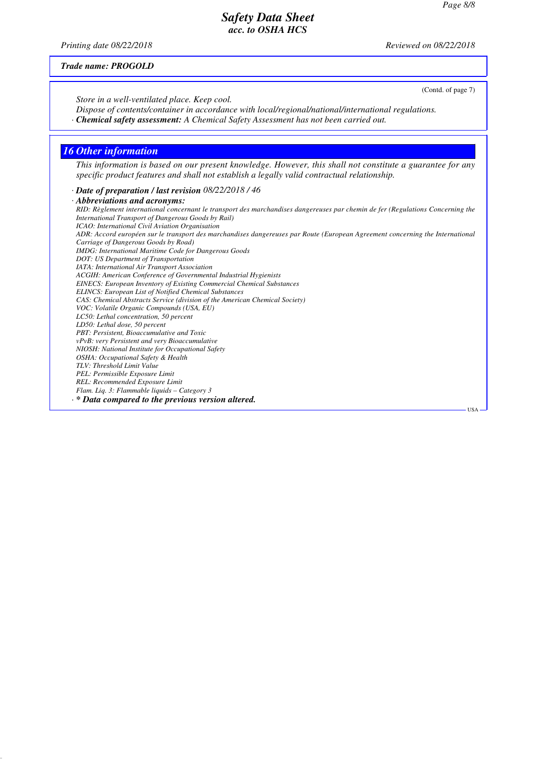*Trade name: PROGOLD*

(Contd. of page 7)

*Store in a well-ventilated place. Keep cool.*

*Dispose of contents/container in accordance with local/regional/national/international regulations.*

· ***Chemical safety assessment:*** *A Chemical Safety Assessment has not been carried out.*

## *16 Other information*

*This information is based on our present knowledge. However, this shall not constitute a guarantee for any specific product features and shall not establish a legally valid contractual relationship.*

· ***Date of preparation / last revision*** *08/22/2018 / 46*

· ***Abbreviations and acronyms:***

*RID: Règlement international concernant le transport des marchandises dangereuses par chemin de fer (Regulations Concerning the International Transport of Dangerous Goods by Rail)*
*ICAO: International Civil Aviation Organisation*
*ADR: Accord européen sur le transport des marchandises dangereuses par Route (European Agreement concerning the International Carriage of Dangerous Goods by Road)*
*IMDG: International Maritime Code for Dangerous Goods*
*DOT: US Department of Transportation*
*IATA: International Air Transport Association*
*ACGIH: American Conference of Governmental Industrial Hygienists*
*EINECS: European Inventory of Existing Commercial Chemical Substances*
*ELINCS: European List of Notified Chemical Substances*
*CAS: Chemical Abstracts Service (division of the American Chemical Society)*
*VOC: Volatile Organic Compounds (USA, EU)*
*LC50: Lethal concentration, 50 percent*
*LD50: Lethal dose, 50 percent*
*PBT: Persistent, Bioaccumulative and Toxic*
*vPvB: very Persistent and very Bioaccumulative*
*NIOSH: National Institute for Occupational Safety*
*OSHA: Occupational Safety & Health*
*TLV: Threshold Limit Value*
*PEL: Permissible Exposure Limit*
*REL: Recommended Exposure Limit*
*Flam. Liq. 3: Flammable liquids – Category 3*

· ***\* Data compared to the previous version altered.***

USA